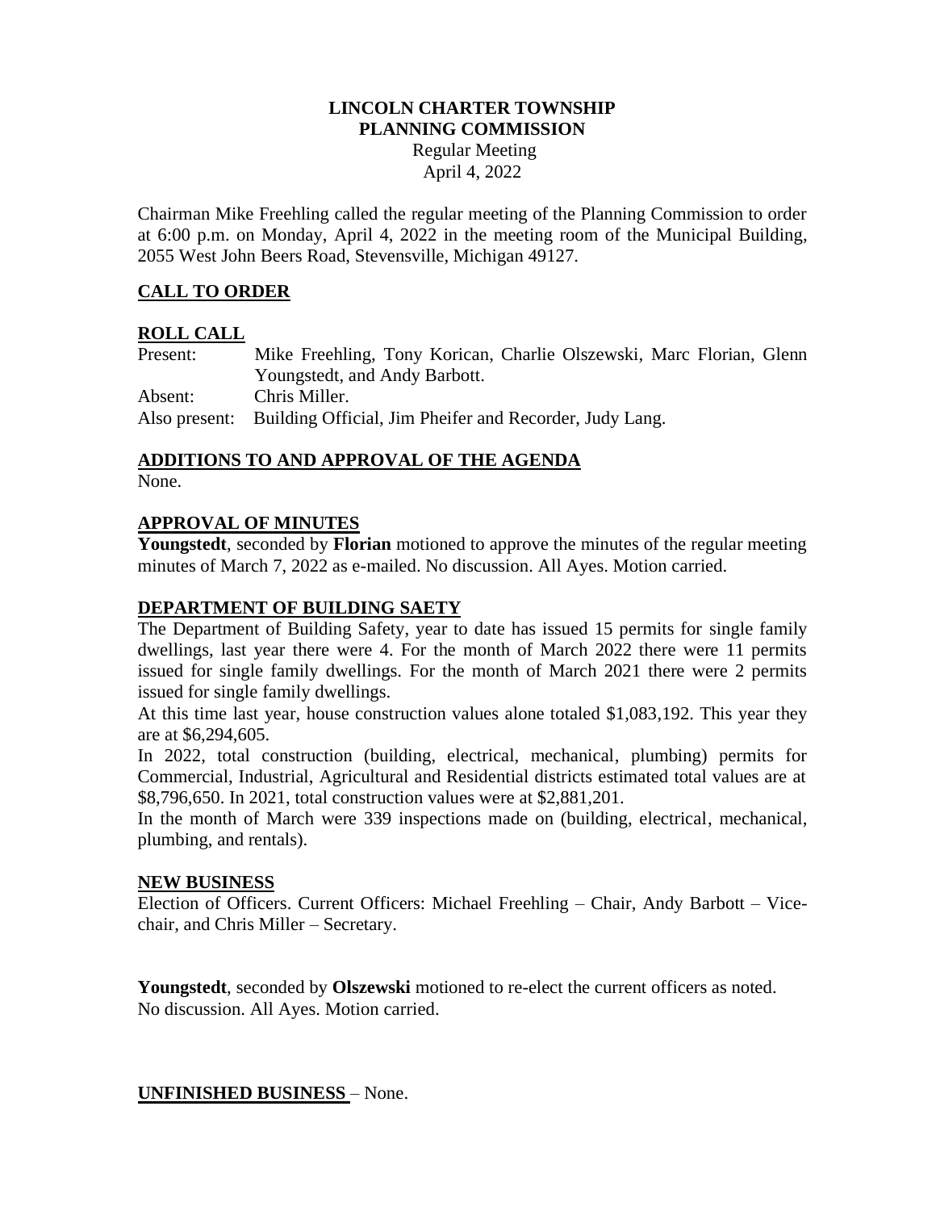# LINCOLN CHARTER TOWNSHIP
# PLANNING COMMISSION

Regular Meeting
April 4, 2022

Chairman Mike Freehling called the regular meeting of the Planning Commission to order at 6:00 p.m. on Monday, April 4, 2022 in the meeting room of the Municipal Building, 2055 West John Beers Road, Stevensville, Michigan 49127.

## CALL TO ORDER

## ROLL CALL

Present: Mike Freehling, Tony Korican, Charlie Olszewski, Marc Florian, Glenn Youngstedt, and Andy Barbott.
Absent: Chris Miller.
Also present: Building Official, Jim Pheifer and Recorder, Judy Lang.

## ADDITIONS TO AND APPROVAL OF THE AGENDA

None.

## APPROVAL OF MINUTES

**Youngstedt**, seconded by **Florian** motioned to approve the minutes of the regular meeting minutes of March 7, 2022 as e-mailed. No discussion. All Ayes. Motion carried.

## DEPARTMENT OF BUILDING SAETY

The Department of Building Safety, year to date has issued 15 permits for single family dwellings, last year there were 4. For the month of March 2022 there were 11 permits issued for single family dwellings. For the month of March 2021 there were 2 permits issued for single family dwellings.

At this time last year, house construction values alone totaled \$1,083,192. This year they are at \$6,294,605.

In 2022, total construction (building, electrical, mechanical, plumbing) permits for Commercial, Industrial, Agricultural and Residential districts estimated total values are at \$8,796,650. In 2021, total construction values were at \$2,881,201.

In the month of March were 339 inspections made on (building, electrical, mechanical, plumbing, and rentals).

## NEW BUSINESS

Election of Officers. Current Officers: Michael Freehling – Chair, Andy Barbott – Vice-chair, and Chris Miller – Secretary.

**Youngstedt**, seconded by **Olszewski** motioned to re-elect the current officers as noted. No discussion. All Ayes. Motion carried.

## UNFINISHED BUSINESS – None.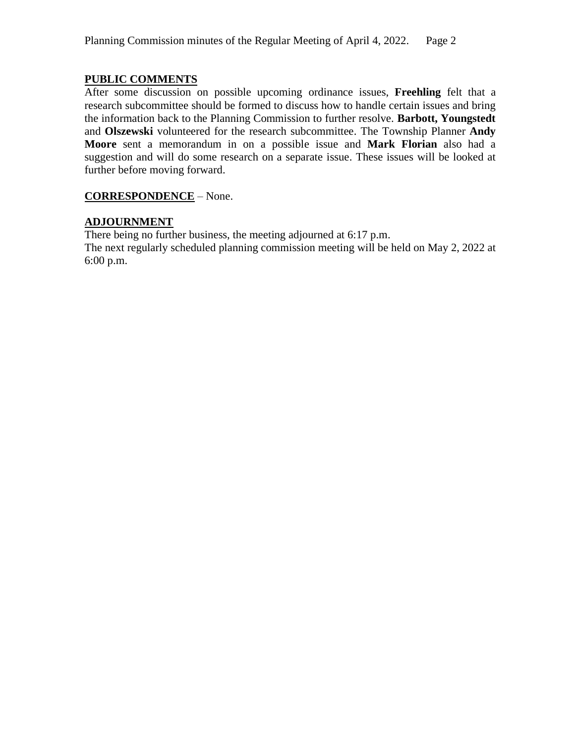**PUBLIC COMMENTS**
After some discussion on possible upcoming ordinance issues, **Freehling** felt that a research subcommittee should be formed to discuss how to handle certain issues and bring the information back to the Planning Commission to further resolve. **Barbott, Youngstedt** and **Olszewski** volunteered for the research subcommittee. The Township Planner **Andy Moore** sent a memorandum in on a possible issue and **Mark Florian** also had a suggestion and will do some research on a separate issue. These issues will be looked at further before moving forward.

**CORRESPONDENCE** – None.

**ADJOURNMENT**
There being no further business, the meeting adjourned at 6:17 p.m.
The next regularly scheduled planning commission meeting will be held on May 2, 2022 at 6:00 p.m.